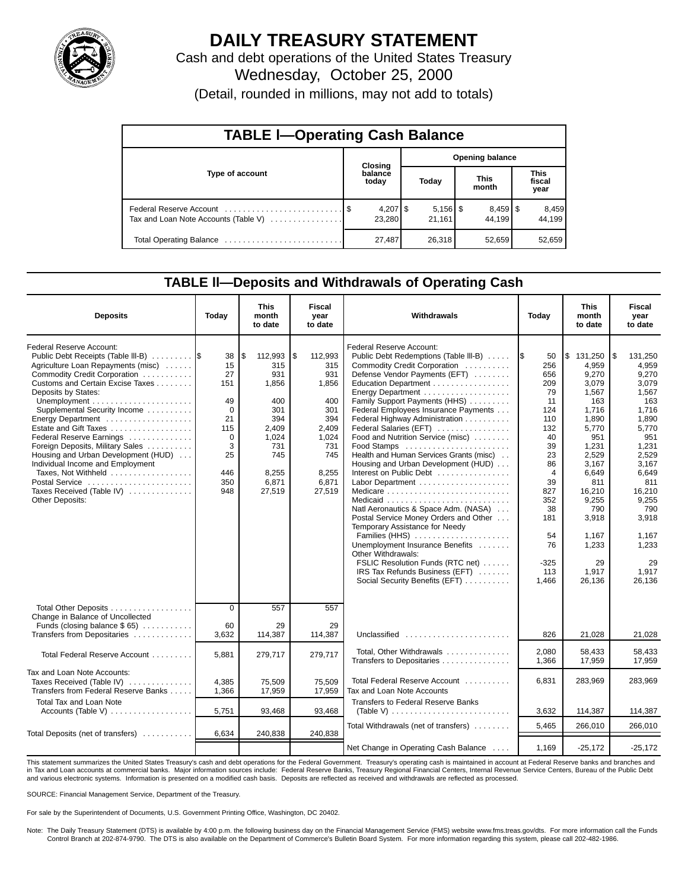# DAILY TREASURY STATEMENT

Cash and debt operations of the United States Treasury

Wednesday, October 25, 2000

(Detail, rounded in millions, may not add to totals)

## TABLE I—Operating Cash Balance

| Type of account | Closing balance today | Opening balance Today | This month | This fiscal year |
|---|---|---|---|---|
| Federal Reserve Account | $ 4,207 | $ 5,156 | $ 8,459 | $ 8,459 |
| Tax and Loan Note Accounts (Table V) | 23,280 | 21,161 | 44,199 | 44,199 |
| Total Operating Balance | 27,487 | 26,318 | 52,659 | 52,659 |

## TABLE II—Deposits and Withdrawals of Operating Cash

| Deposits | Today | This month to date | Fiscal year to date |
|---|---|---|---|
| Federal Reserve Account: | | | |
| Public Debt Receipts (Table III-B) | $ 38 | $ 112,993 | $ 112,993 |
| Agriculture Loan Repayments (misc) | 15 | 315 | 315 |
| Commodity Credit Corporation | 27 | 931 | 931 |
| Customs and Certain Excise Taxes | 151 | 1,856 | 1,856 |
| Deposits by States: | | | |
| Unemployment | 49 | 400 | 400 |
| Supplemental Security Income | 0 | 301 | 301 |
| Energy Department | 21 | 394 | 394 |
| Estate and Gift Taxes | 115 | 2,409 | 2,409 |
| Federal Reserve Earnings | 0 | 1,024 | 1,024 |
| Foreign Deposits, Military Sales | 3 | 731 | 731 |
| Housing and Urban Development (HUD) | 25 | 745 | 745 |
| Individual Income and Employment Taxes, Not Withheld | 446 | 8,255 | 8,255 |
| Postal Service | 350 | 6,871 | 6,871 |
| Taxes Received (Table IV) | 948 | 27,519 | 27,519 |
| Other Deposits: | | | |
| Total Other Deposits | 0 | 557 | 557 |
| Change in Balance of Uncollected Funds (closing balance $ 65) | 60 | 29 | 29 |
| Transfers from Depositaries | 3,632 | 114,387 | 114,387 |
| Total Federal Reserve Account | 5,881 | 279,717 | 279,717 |
| Tax and Loan Note Accounts: | | | |
| Taxes Received (Table IV) | 4,385 | 75,509 | 75,509 |
| Transfers from Federal Reserve Banks | 1,366 | 17,959 | 17,959 |
| Total Tax and Loan Note Accounts (Table V) | 5,751 | 93,468 | 93,468 |
| Total Deposits (net of transfers) | 6,634 | 240,838 | 240,838 |

| Withdrawals | Today | This month to date | Fiscal year to date |
|---|---|---|---|
| Federal Reserve Account: | | | |
| Public Debt Redemptions (Table III-B) | $ 50 | $ 131,250 | $ 131,250 |
| Commodity Credit Corporation | 256 | 4,959 | 4,959 |
| Defense Vendor Payments (EFT) | 656 | 9,270 | 9,270 |
| Education Department | 209 | 3,079 | 3,079 |
| Energy Department | 79 | 1,567 | 1,567 |
| Family Support Payments (HHS) | 11 | 163 | 163 |
| Federal Employees Insurance Payments | 124 | 1,716 | 1,716 |
| Federal Highway Administration | 110 | 1,890 | 1,890 |
| Federal Salaries (EFT) | 132 | 5,770 | 5,770 |
| Food and Nutrition Service (misc) | 40 | 951 | 951 |
| Food Stamps | 39 | 1,231 | 1,231 |
| Health and Human Services Grants (misc) | 23 | 2,529 | 2,529 |
| Housing and Urban Development (HUD) | 86 | 3,167 | 3,167 |
| Interest on Public Debt | 4 | 6,649 | 6,649 |
| Labor Department | 39 | 811 | 811 |
| Medicare | 827 | 16,210 | 16,210 |
| Medicaid | 352 | 9,255 | 9,255 |
| Natl Aeronautics & Space Adm. (NASA) | 38 | 790 | 790 |
| Postal Service Money Orders and Other | 181 | 3,918 | 3,918 |
| Temporary Assistance for Needy Families (HHS) | 54 | 1,167 | 1,167 |
| Unemployment Insurance Benefits | 76 | 1,233 | 1,233 |
| Other Withdrawals: | | | |
| FSLIC Resolution Funds (RTC net) | -325 | 29 | 29 |
| IRS Tax Refunds Business (EFT) | 113 | 1,917 | 1,917 |
| Social Security Benefits (EFT) | 1,466 | 26,136 | 26,136 |
| Unclassified | 826 | 21,028 | 21,028 |
| Total, Other Withdrawals | 2,080 | 58,433 | 58,433 |
| Transfers to Depositaries | 1,366 | 17,959 | 17,959 |
| Total Federal Reserve Account | 6,831 | 283,969 | 283,969 |
| Tax and Loan Note Accounts | | | |
| Transfers to Federal Reserve Banks (Table V) | 3,632 | 114,387 | 114,387 |
| Total Withdrawals (net of transfers) | 5,465 | 266,010 | 266,010 |
| Net Change in Operating Cash Balance | 1,169 | -25,172 | -25,172 |

This statement summarizes the United States Treasury's cash and debt operations for the Federal Government. Treasury's operating cash is maintained in account at Federal Reserve banks and branches and in Tax and Loan accounts at commercial banks. Major information sources include: Federal Reserve Banks, Treasury Regional Financial Centers, Internal Revenue Service Centers, Bureau of the Public Debt and various electronic systems. Information is presented on a modified cash basis. Deposits are reflected as received and withdrawals are reflected as processed.

SOURCE: Financial Management Service, Department of the Treasury.

For sale by the Superintendent of Documents, U.S. Government Printing Office, Washington, DC 20402.

Note: The Daily Treasury Statement (DTS) is available by 4:00 p.m. the following business day on the Financial Management Service (FMS) website www.fms.treas.gov/dts. For more information call the Funds Control Branch at 202-874-9790. The DTS is also available on the Department of Commerce's Bulletin Board System. For more information regarding this system, please call 202-482-1986.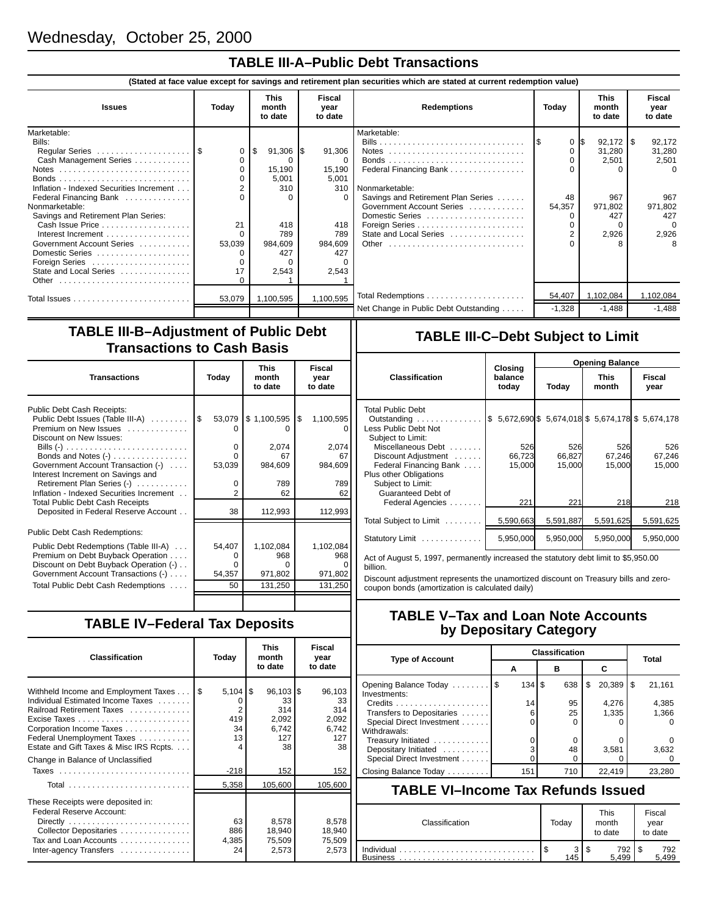Wednesday, October 25, 2000

## TABLE III-A–Public Debt Transactions

(Stated at face value except for savings and retirement plan securities which are stated at current redemption value)

| Issues | Today | This month to date | Fiscal year to date |
|---|---|---|---|
| Marketable: | | | |
| Bills: | | | |
| Regular Series | $ 0 | $ 91,306 | $ 91,306 |
| Cash Management Series | 0 | 0 | 0 |
| Notes | 0 | 15,190 | 15,190 |
| Bonds | 0 | 5,001 | 5,001 |
| Inflation - Indexed Securities Increment | 2 | 310 | 310 |
| Federal Financing Bank | 0 | 0 | 0 |
| Nonmarketable: | | | |
| Savings and Retirement Plan Series: | | | |
| Cash Issue Price | 21 | 418 | 418 |
| Interest Increment | 0 | 789 | 789 |
| Government Account Series | 53,039 | 984,609 | 984,609 |
| Domestic Series | 0 | 427 | 427 |
| Foreign Series | 0 | 0 | 0 |
| State and Local Series | 17 | 2,543 | 2,543 |
| Other | 0 | 1 | 1 |
| Total Issues | 53,079 | 1,100,595 | 1,100,595 |

| Redemptions | Today | This month to date | Fiscal year to date |
|---|---|---|---|
| Marketable: | | | |
| Bills | $ 0 | $ 92,172 | $ 92,172 |
| Notes | 0 | 31,280 | 31,280 |
| Bonds | 0 | 2,501 | 2,501 |
| Federal Financing Bank | 0 | 0 | 0 |
| Nonmarketable: | | | |
| Savings and Retirement Plan Series | 48 | 967 | 967 |
| Government Account Series | 54,357 | 971,802 | 971,802 |
| Domestic Series | 0 | 427 | 427 |
| Foreign Series | 0 | 0 | 0 |
| State and Local Series | 2 | 2,926 | 2,926 |
| Other | 0 | 8 | 8 |
| Total Redemptions | 54,407 | 1,102,084 | 1,102,084 |
| Net Change in Public Debt Outstanding | -1,328 | -1,488 | -1,488 |

## TABLE III-B–Adjustment of Public Debt Transactions to Cash Basis

| Transactions | Today | This month to date | Fiscal year to date |
|---|---|---|---|
| Public Debt Cash Receipts: | | | |
| Public Debt Issues (Table III-A) | $ 53,079 | $ 1,100,595 | $ 1,100,595 |
| Premium on New Issues | 0 | 0 | 0 |
| Discount on New Issues: | | | |
| Bills (-) | 0 | 2,074 | 2,074 |
| Bonds and Notes (-) | 0 | 67 | 67 |
| Government Account Transaction (-) | 53,039 | 984,609 | 984,609 |
| Interest Increment on Savings and Retirement Plan Series (-) | 0 | 789 | 789 |
| Inflation - Indexed Securities Increment | 2 | 62 | 62 |
| Total Public Debt Cash Receipts Deposited in Federal Reserve Account | 38 | 112,993 | 112,993 |
| Public Debt Cash Redemptions: | | | |
| Public Debt Redemptions (Table III-A) | 54,407 | 1,102,084 | 1,102,084 |
| Premium on Debt Buyback Operation | 0 | 968 | 968 |
| Discount on Debt Buyback Operation (-) | 0 | 0 | 0 |
| Government Account Transactions (-) | 54,357 | 971,802 | 971,802 |
| Total Public Debt Cash Redemptions | 50 | 131,250 | 131,250 |

## TABLE III-C–Debt Subject to Limit

| Classification | Closing balance today | Opening Balance Today | Opening Balance This month | Opening Balance Fiscal year |
|---|---|---|---|---|
| Total Public Debt Outstanding | $ 5,672,690 | $ 5,674,018 | $ 5,674,178 | $ 5,674,178 |
| Less Public Debt Not Subject to Limit: | | | | |
| Miscellaneous Debt | 526 | 526 | 526 | 526 |
| Discount Adjustment | 66,723 | 66,827 | 67,246 | 67,246 |
| Federal Financing Bank | 15,000 | 15,000 | 15,000 | 15,000 |
| Plus other Obligations Subject to Limit: | | | | |
| Guaranteed Debt of Federal Agencies | 221 | 221 | 218 | 218 |
| Total Subject to Limit | 5,590,663 | 5,591,887 | 5,591,625 | 5,591,625 |
| Statutory Limit | 5,950,000 | 5,950,000 | 5,950,000 | 5,950,000 |

Act of August 5, 1997, permanently increased the statutory debt limit to $5,950.00 billion.

Discount adjustment represents the unamortized discount on Treasury bills and zero-coupon bonds (amortization is calculated daily)

## TABLE IV–Federal Tax Deposits

| Classification | Today | This month to date | Fiscal year to date |
|---|---|---|---|
| Withheld Income and Employment Taxes | $ 5,104 | $ 96,103 | $ 96,103 |
| Individual Estimated Income Taxes | 0 | 33 | 33 |
| Railroad Retirement Taxes | 2 | 314 | 314 |
| Excise Taxes | 419 | 2,092 | 2,092 |
| Corporation Income Taxes | 34 | 6,742 | 6,742 |
| Federal Unemployment Taxes | 13 | 127 | 127 |
| Estate and Gift Taxes & Misc IRS Rcpts. | 4 | 38 | 38 |
| Change in Balance of Unclassified Taxes | -218 | 152 | 152 |
| Total | 5,358 | 105,600 | 105,600 |
| These Receipts were deposited in: | | | |
| Federal Reserve Account: | | | |
| Directly | 63 | 8,578 | 8,578 |
| Collector Depositaries | 886 | 18,940 | 18,940 |
| Tax and Loan Accounts | 4,385 | 75,509 | 75,509 |
| Inter-agency Transfers | 24 | 2,573 | 2,573 |

## TABLE V–Tax and Loan Note Accounts by Depositary Category

| Type of Account | Classification A | Classification B | Classification C | Total |
|---|---|---|---|---|
| Opening Balance Today | $ 134 | $ 638 | $ 20,389 | $ 21,161 |
| Investments: | | | | |
| Credits | 14 | 95 | 4,276 | 4,385 |
| Transfers to Depositaries | 6 | 25 | 1,335 | 1,366 |
| Special Direct Investment | 0 | 0 | 0 | 0 |
| Withdrawals: | | | | |
| Treasury Initiated | 0 | 0 | 0 | 0 |
| Depositary Initiated | 3 | 48 | 3,581 | 3,632 |
| Special Direct Investment | 0 | 0 | 0 | 0 |
| Closing Balance Today | 151 | 710 | 22,419 | 23,280 |

## TABLE VI–Income Tax Refunds Issued

| Classification | Today | This month to date | Fiscal year to date |
|---|---|---|---|
| Individual | $ 3 | $ 792 | $ 792 |
| Business | 145 | 5,499 | 5,499 |